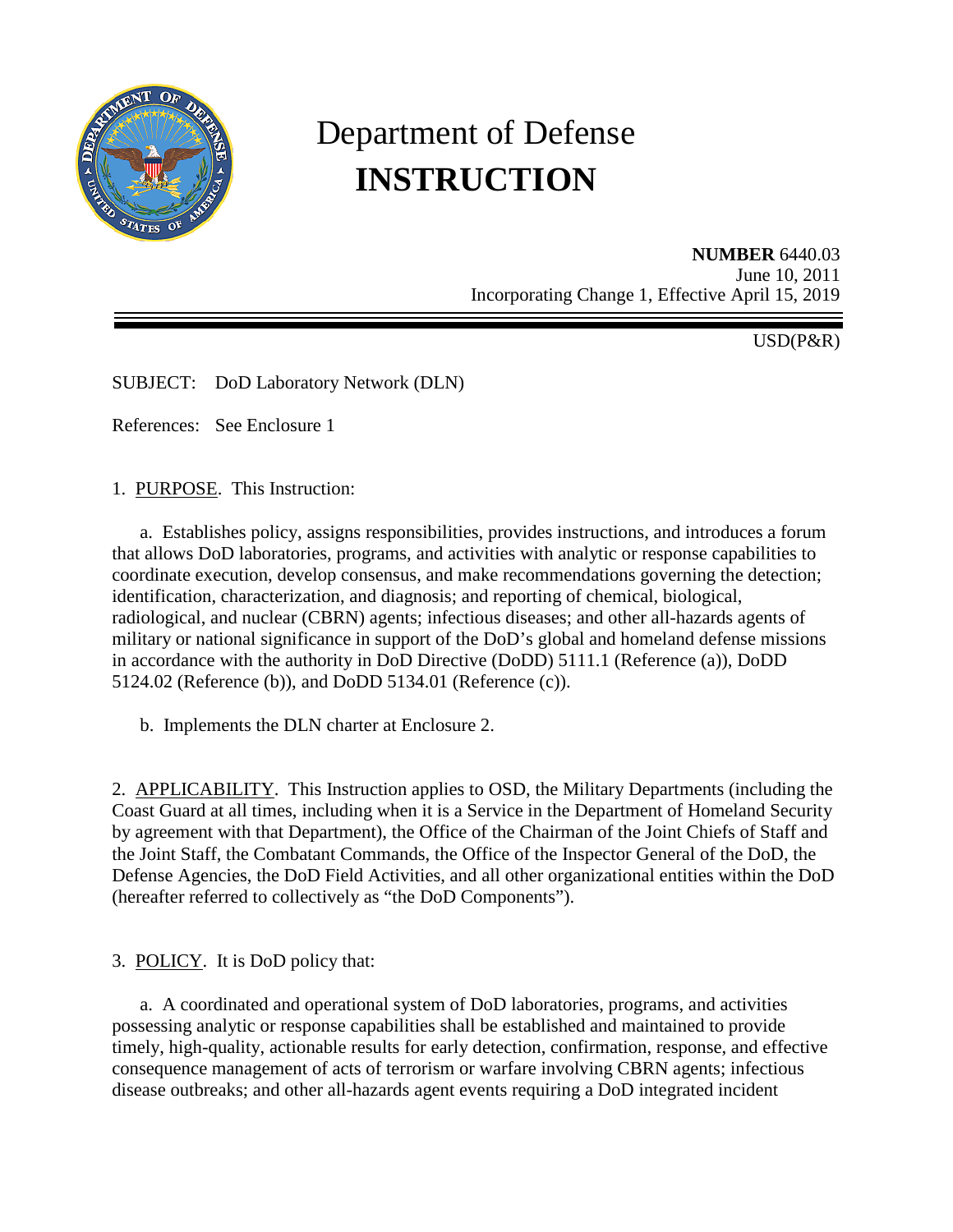# Department of Defense
# INSTRUCTION

**NUMBER** 6440.03
June 10, 2011
Incorporating Change 1, Effective April 15, 2019

USD(P&R)

SUBJECT: DoD Laboratory Network (DLN)

References: See Enclosure 1

1. PURPOSE. This Instruction:

a. Establishes policy, assigns responsibilities, provides instructions, and introduces a forum that allows DoD laboratories, programs, and activities with analytic or response capabilities to coordinate execution, develop consensus, and make recommendations governing the detection; identification, characterization, and diagnosis; and reporting of chemical, biological, radiological, and nuclear (CBRN) agents; infectious diseases; and other all-hazards agents of military or national significance in support of the DoD's global and homeland defense missions in accordance with the authority in DoD Directive (DoDD) 5111.1 (Reference (a)), DoDD 5124.02 (Reference (b)), and DoDD 5134.01 (Reference (c)).

b. Implements the DLN charter at Enclosure 2.

2. APPLICABILITY. This Instruction applies to OSD, the Military Departments (including the Coast Guard at all times, including when it is a Service in the Department of Homeland Security by agreement with that Department), the Office of the Chairman of the Joint Chiefs of Staff and the Joint Staff, the Combatant Commands, the Office of the Inspector General of the DoD, the Defense Agencies, the DoD Field Activities, and all other organizational entities within the DoD (hereafter referred to collectively as "the DoD Components").

3. POLICY. It is DoD policy that:

a. A coordinated and operational system of DoD laboratories, programs, and activities possessing analytic or response capabilities shall be established and maintained to provide timely, high-quality, actionable results for early detection, confirmation, response, and effective consequence management of acts of terrorism or warfare involving CBRN agents; infectious disease outbreaks; and other all-hazards agent events requiring a DoD integrated incident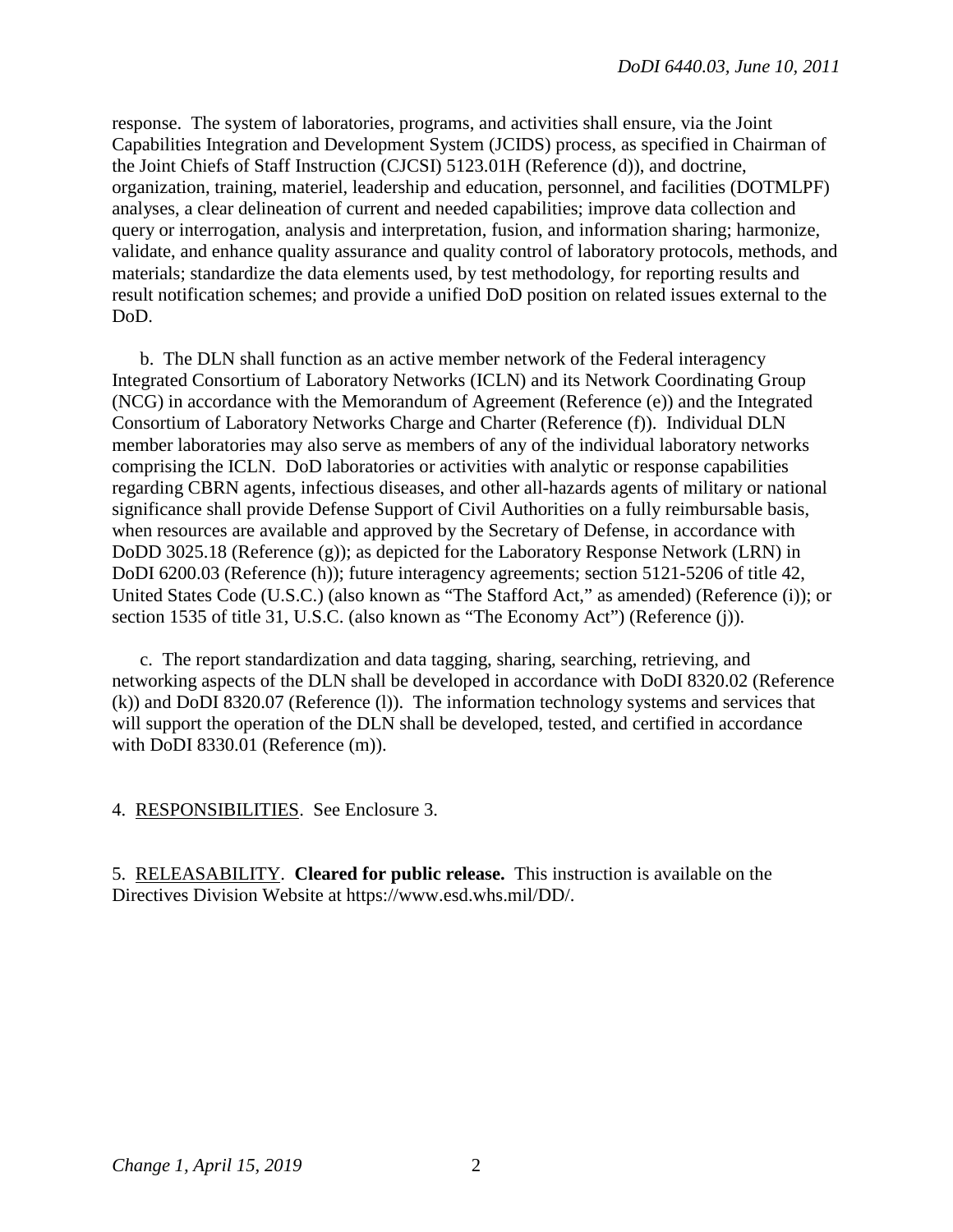response. The system of laboratories, programs, and activities shall ensure, via the Joint Capabilities Integration and Development System (JCIDS) process, as specified in Chairman of the Joint Chiefs of Staff Instruction (CJCSI) 5123.01H (Reference (d)), and doctrine, organization, training, materiel, leadership and education, personnel, and facilities (DOTMLPF) analyses, a clear delineation of current and needed capabilities; improve data collection and query or interrogation, analysis and interpretation, fusion, and information sharing; harmonize, validate, and enhance quality assurance and quality control of laboratory protocols, methods, and materials; standardize the data elements used, by test methodology, for reporting results and result notification schemes; and provide a unified DoD position on related issues external to the DoD.

b. The DLN shall function as an active member network of the Federal interagency Integrated Consortium of Laboratory Networks (ICLN) and its Network Coordinating Group (NCG) in accordance with the Memorandum of Agreement (Reference (e)) and the Integrated Consortium of Laboratory Networks Charge and Charter (Reference (f)). Individual DLN member laboratories may also serve as members of any of the individual laboratory networks comprising the ICLN. DoD laboratories or activities with analytic or response capabilities regarding CBRN agents, infectious diseases, and other all-hazards agents of military or national significance shall provide Defense Support of Civil Authorities on a fully reimbursable basis, when resources are available and approved by the Secretary of Defense, in accordance with DoDD 3025.18 (Reference (g)); as depicted for the Laboratory Response Network (LRN) in DoDI 6200.03 (Reference (h)); future interagency agreements; section 5121-5206 of title 42, United States Code (U.S.C.) (also known as "The Stafford Act," as amended) (Reference (i)); or section 1535 of title 31, U.S.C. (also known as "The Economy Act") (Reference (j)).

c. The report standardization and data tagging, sharing, searching, retrieving, and networking aspects of the DLN shall be developed in accordance with DoDI 8320.02 (Reference (k)) and DoDI 8320.07 (Reference (l)). The information technology systems and services that will support the operation of the DLN shall be developed, tested, and certified in accordance with DoDI 8330.01 (Reference (m)).

4. RESPONSIBILITIES. See Enclosure 3.

5. RELEASABILITY. **Cleared for public release.** This instruction is available on the Directives Division Website at https://www.esd.whs.mil/DD/.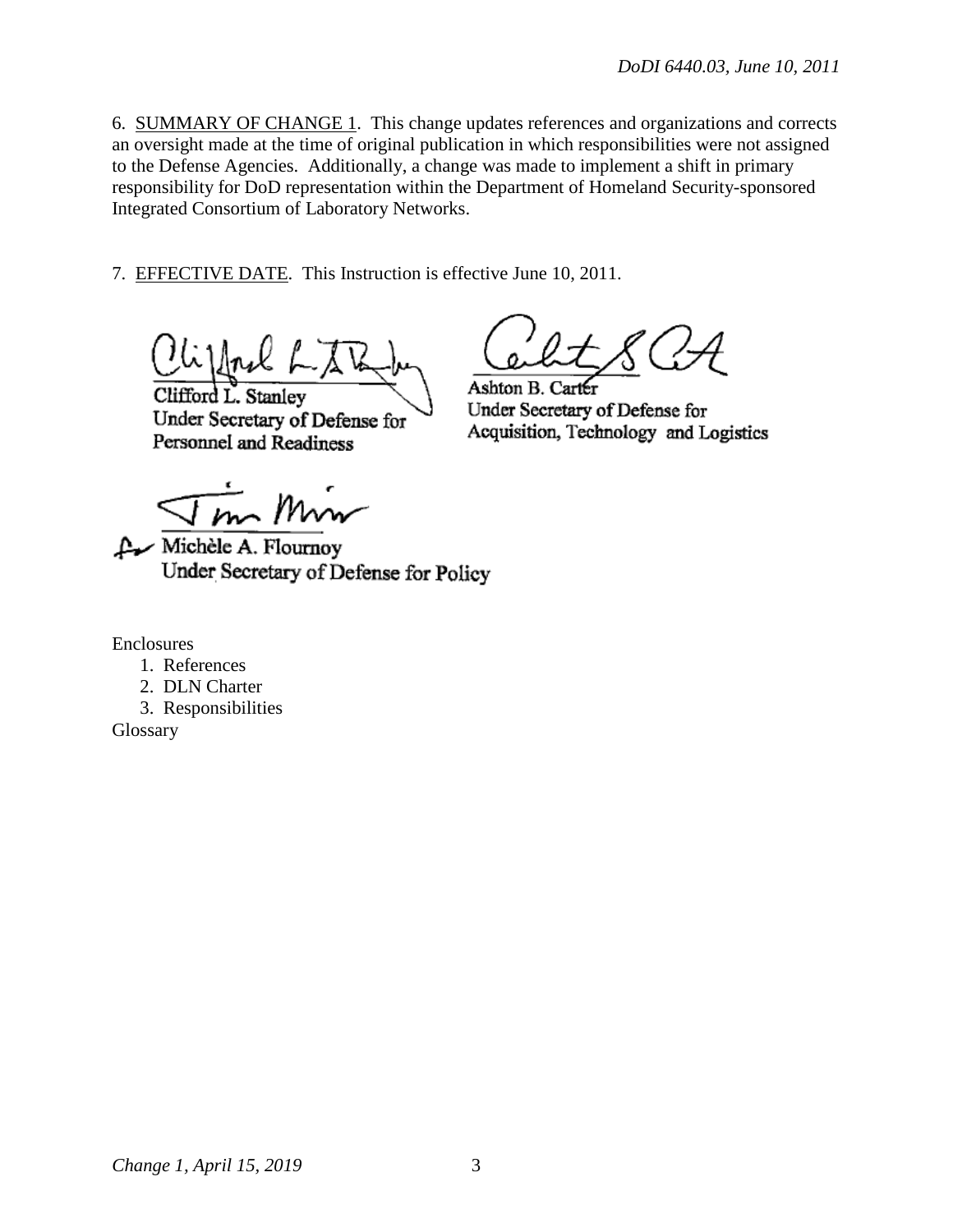6. SUMMARY OF CHANGE 1. This change updates references and organizations and corrects an oversight made at the time of original publication in which responsibilities were not assigned to the Defense Agencies. Additionally, a change was made to implement a shift in primary responsibility for DoD representation within the Department of Homeland Security-sponsored Integrated Consortium of Laboratory Networks.

7. EFFECTIVE DATE. This Instruction is effective June 10, 2011.

Clifford L. Stanley
Under Secretary of Defense for Personnel and Readiness

Ashton B. Carter
Under Secretary of Defense for Acquisition, Technology and Logistics

for Michèle A. Flournoy
Under Secretary of Defense for Policy

Enclosures
1. References
2. DLN Charter
3. Responsibilities

Glossary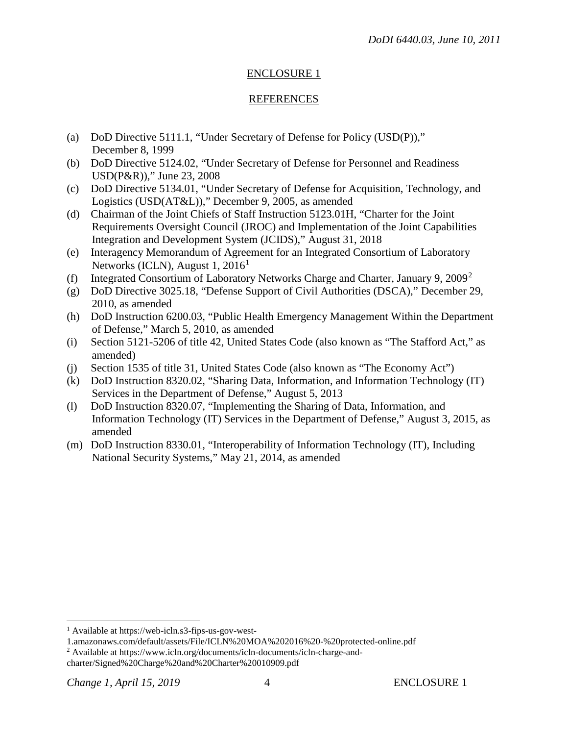## ENCLOSURE 1

## REFERENCES

(a) DoD Directive 5111.1, "Under Secretary of Defense for Policy (USD(P))," December 8, 1999
(b) DoD Directive 5124.02, "Under Secretary of Defense for Personnel and Readiness USD(P&R))," June 23, 2008
(c) DoD Directive 5134.01, "Under Secretary of Defense for Acquisition, Technology, and Logistics (USD(AT&L))," December 9, 2005, as amended
(d) Chairman of the Joint Chiefs of Staff Instruction 5123.01H, "Charter for the Joint Requirements Oversight Council (JROC) and Implementation of the Joint Capabilities Integration and Development System (JCIDS)," August 31, 2018
(e) Interagency Memorandum of Agreement for an Integrated Consortium of Laboratory Networks (ICLN), August 1, 2016[1]
(f) Integrated Consortium of Laboratory Networks Charge and Charter, January 9, 2009[2]
(g) DoD Directive 3025.18, "Defense Support of Civil Authorities (DSCA)," December 29, 2010, as amended
(h) DoD Instruction 6200.03, "Public Health Emergency Management Within the Department of Defense," March 5, 2010, as amended
(i) Section 5121-5206 of title 42, United States Code (also known as "The Stafford Act," as amended)
(j) Section 1535 of title 31, United States Code (also known as "The Economy Act")
(k) DoD Instruction 8320.02, "Sharing Data, Information, and Information Technology (IT) Services in the Department of Defense," August 5, 2013
(l) DoD Instruction 8320.07, "Implementing the Sharing of Data, Information, and Information Technology (IT) Services in the Department of Defense," August 3, 2015, as amended
(m) DoD Instruction 8330.01, "Interoperability of Information Technology (IT), Including National Security Systems," May 21, 2014, as amended

---

[1] Available at https://web-icln.s3-fips-us-gov-west-1.amazonaws.com/default/assets/File/ICLN%20MOA%202016%20-%20protected-online.pdf

[2] Available at https://www.icln.org/documents/icln-documents/icln-charge-and-charter/Signed%20Charge%20and%20Charter%20010909.pdf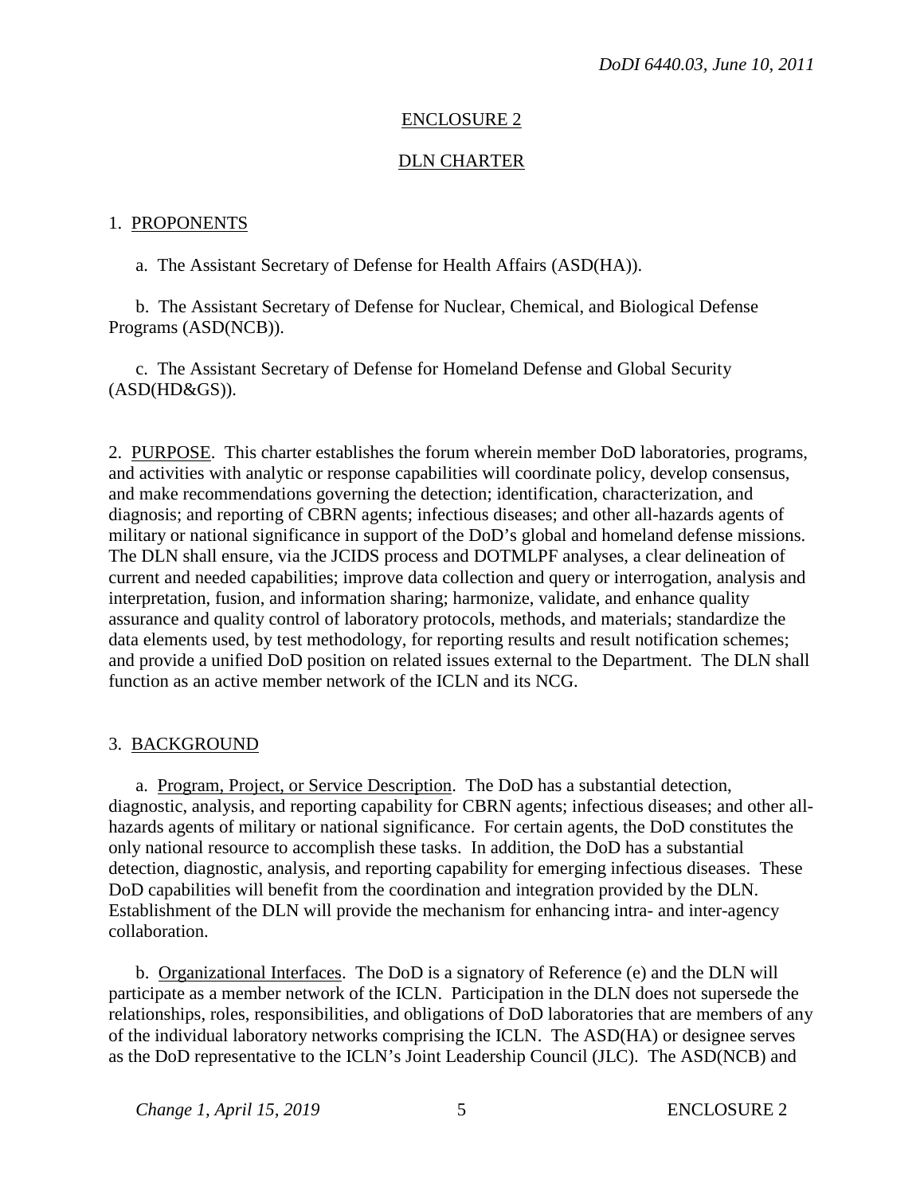## ENCLOSURE 2

## DLN CHARTER

1. PROPONENTS

a. The Assistant Secretary of Defense for Health Affairs (ASD(HA)).

b. The Assistant Secretary of Defense for Nuclear, Chemical, and Biological Defense Programs (ASD(NCB)).

c. The Assistant Secretary of Defense for Homeland Defense and Global Security (ASD(HD&GS)).

2. PURPOSE. This charter establishes the forum wherein member DoD laboratories, programs, and activities with analytic or response capabilities will coordinate policy, develop consensus, and make recommendations governing the detection; identification, characterization, and diagnosis; and reporting of CBRN agents; infectious diseases; and other all-hazards agents of military or national significance in support of the DoD's global and homeland defense missions. The DLN shall ensure, via the JCIDS process and DOTMLPF analyses, a clear delineation of current and needed capabilities; improve data collection and query or interrogation, analysis and interpretation, fusion, and information sharing; harmonize, validate, and enhance quality assurance and quality control of laboratory protocols, methods, and materials; standardize the data elements used, by test methodology, for reporting results and result notification schemes; and provide a unified DoD position on related issues external to the Department. The DLN shall function as an active member network of the ICLN and its NCG.

3. BACKGROUND

a. Program, Project, or Service Description. The DoD has a substantial detection, diagnostic, analysis, and reporting capability for CBRN agents; infectious diseases; and other all-hazards agents of military or national significance. For certain agents, the DoD constitutes the only national resource to accomplish these tasks. In addition, the DoD has a substantial detection, diagnostic, analysis, and reporting capability for emerging infectious diseases. These DoD capabilities will benefit from the coordination and integration provided by the DLN. Establishment of the DLN will provide the mechanism for enhancing intra- and inter-agency collaboration.

b. Organizational Interfaces. The DoD is a signatory of Reference (e) and the DLN will participate as a member network of the ICLN. Participation in the DLN does not supersede the relationships, roles, responsibilities, and obligations of DoD laboratories that are members of any of the individual laboratory networks comprising the ICLN. The ASD(HA) or designee serves as the DoD representative to the ICLN's Joint Leadership Council (JLC). The ASD(NCB) and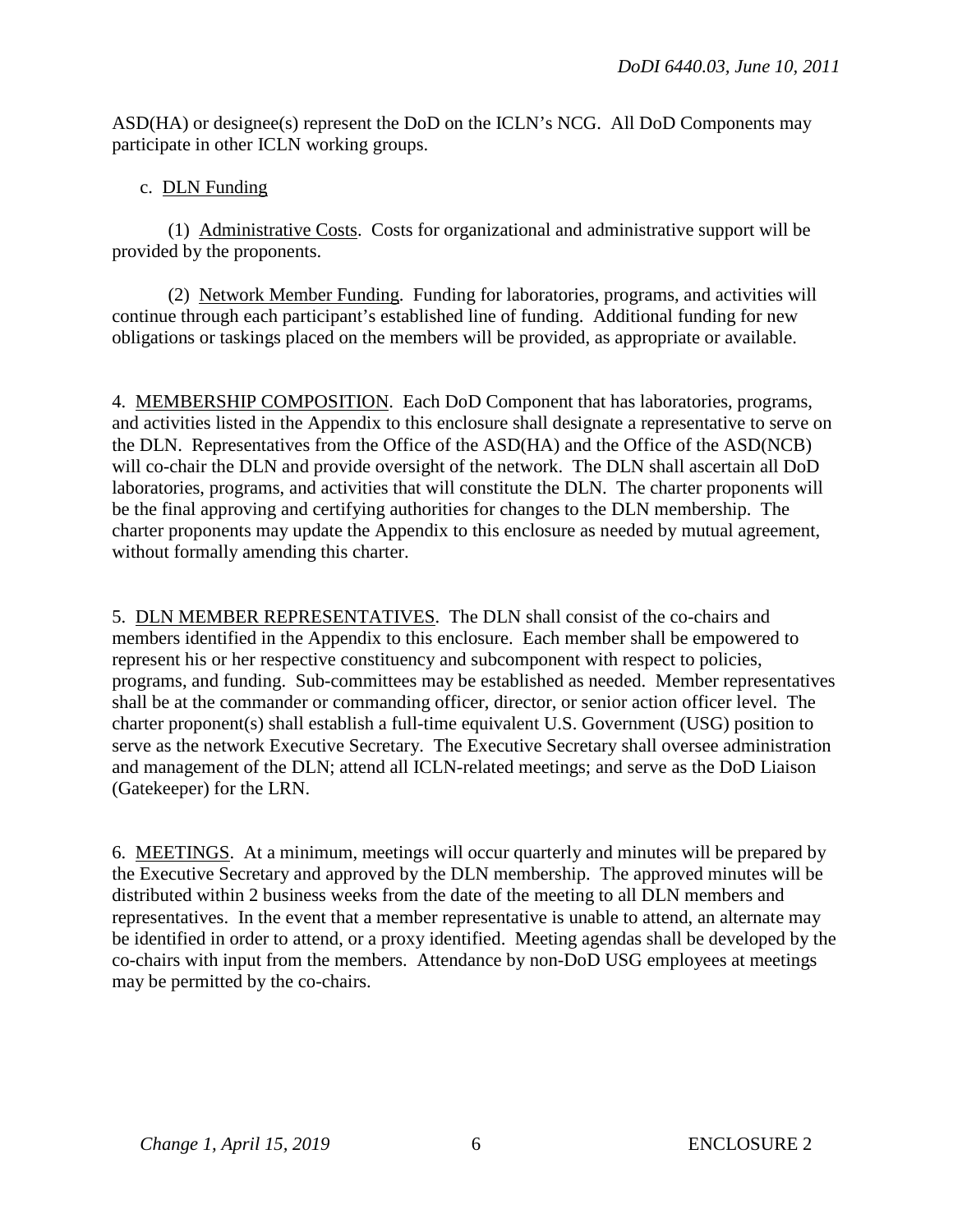ASD(HA) or designee(s) represent the DoD on the ICLN's NCG. All DoD Components may participate in other ICLN working groups.

c. DLN Funding

(1) Administrative Costs. Costs for organizational and administrative support will be provided by the proponents.

(2) Network Member Funding. Funding for laboratories, programs, and activities will continue through each participant's established line of funding. Additional funding for new obligations or taskings placed on the members will be provided, as appropriate or available.

4. MEMBERSHIP COMPOSITION. Each DoD Component that has laboratories, programs, and activities listed in the Appendix to this enclosure shall designate a representative to serve on the DLN. Representatives from the Office of the ASD(HA) and the Office of the ASD(NCB) will co-chair the DLN and provide oversight of the network. The DLN shall ascertain all DoD laboratories, programs, and activities that will constitute the DLN. The charter proponents will be the final approving and certifying authorities for changes to the DLN membership. The charter proponents may update the Appendix to this enclosure as needed by mutual agreement, without formally amending this charter.

5. DLN MEMBER REPRESENTATIVES. The DLN shall consist of the co-chairs and members identified in the Appendix to this enclosure. Each member shall be empowered to represent his or her respective constituency and subcomponent with respect to policies, programs, and funding. Sub-committees may be established as needed. Member representatives shall be at the commander or commanding officer, director, or senior action officer level. The charter proponent(s) shall establish a full-time equivalent U.S. Government (USG) position to serve as the network Executive Secretary. The Executive Secretary shall oversee administration and management of the DLN; attend all ICLN-related meetings; and serve as the DoD Liaison (Gatekeeper) for the LRN.

6. MEETINGS. At a minimum, meetings will occur quarterly and minutes will be prepared by the Executive Secretary and approved by the DLN membership. The approved minutes will be distributed within 2 business weeks from the date of the meeting to all DLN members and representatives. In the event that a member representative is unable to attend, an alternate may be identified in order to attend, or a proxy identified. Meeting agendas shall be developed by the co-chairs with input from the members. Attendance by non-DoD USG employees at meetings may be permitted by the co-chairs.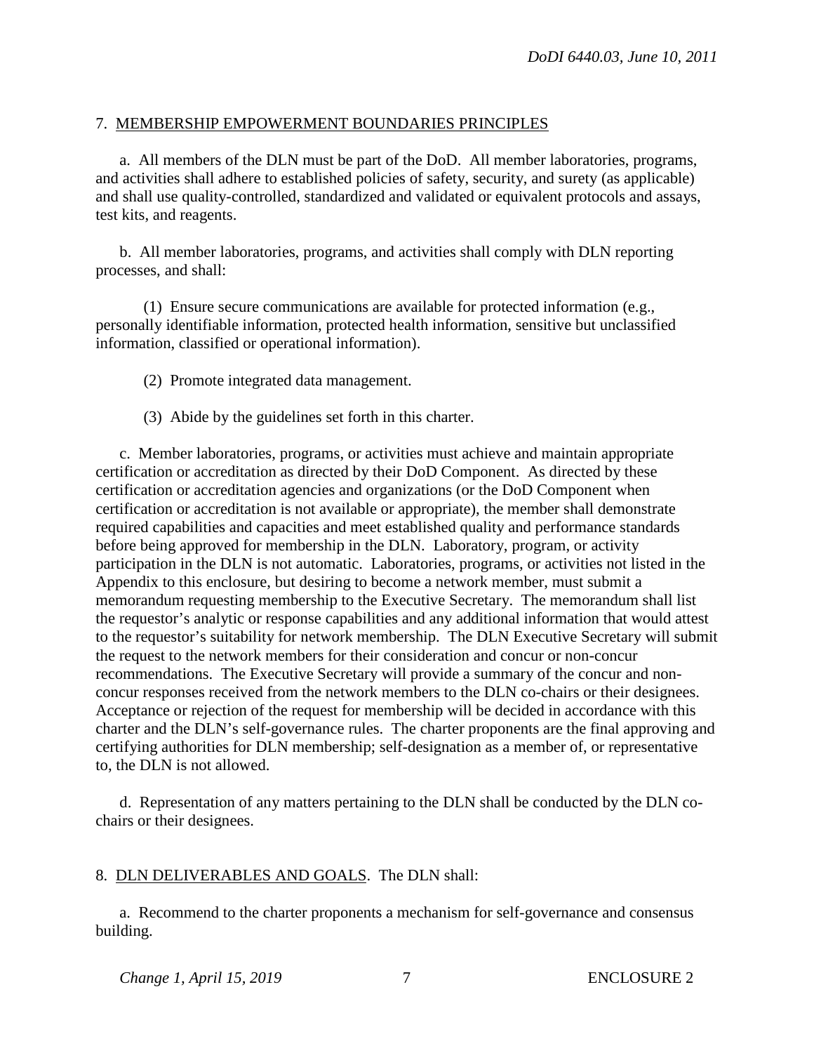7. MEMBERSHIP EMPOWERMENT BOUNDARIES PRINCIPLES

a. All members of the DLN must be part of the DoD. All member laboratories, programs, and activities shall adhere to established policies of safety, security, and surety (as applicable) and shall use quality-controlled, standardized and validated or equivalent protocols and assays, test kits, and reagents.

b. All member laboratories, programs, and activities shall comply with DLN reporting processes, and shall:

(1) Ensure secure communications are available for protected information (e.g., personally identifiable information, protected health information, sensitive but unclassified information, classified or operational information).

(2) Promote integrated data management.

(3) Abide by the guidelines set forth in this charter.

c. Member laboratories, programs, or activities must achieve and maintain appropriate certification or accreditation as directed by their DoD Component. As directed by these certification or accreditation agencies and organizations (or the DoD Component when certification or accreditation is not available or appropriate), the member shall demonstrate required capabilities and capacities and meet established quality and performance standards before being approved for membership in the DLN. Laboratory, program, or activity participation in the DLN is not automatic. Laboratories, programs, or activities not listed in the Appendix to this enclosure, but desiring to become a network member, must submit a memorandum requesting membership to the Executive Secretary. The memorandum shall list the requestor's analytic or response capabilities and any additional information that would attest to the requestor's suitability for network membership. The DLN Executive Secretary will submit the request to the network members for their consideration and concur or non-concur recommendations. The Executive Secretary will provide a summary of the concur and non-concur responses received from the network members to the DLN co-chairs or their designees. Acceptance or rejection of the request for membership will be decided in accordance with this charter and the DLN's self-governance rules. The charter proponents are the final approving and certifying authorities for DLN membership; self-designation as a member of, or representative to, the DLN is not allowed.

d. Representation of any matters pertaining to the DLN shall be conducted by the DLN co-chairs or their designees.

8. DLN DELIVERABLES AND GOALS. The DLN shall:

a. Recommend to the charter proponents a mechanism for self-governance and consensus building.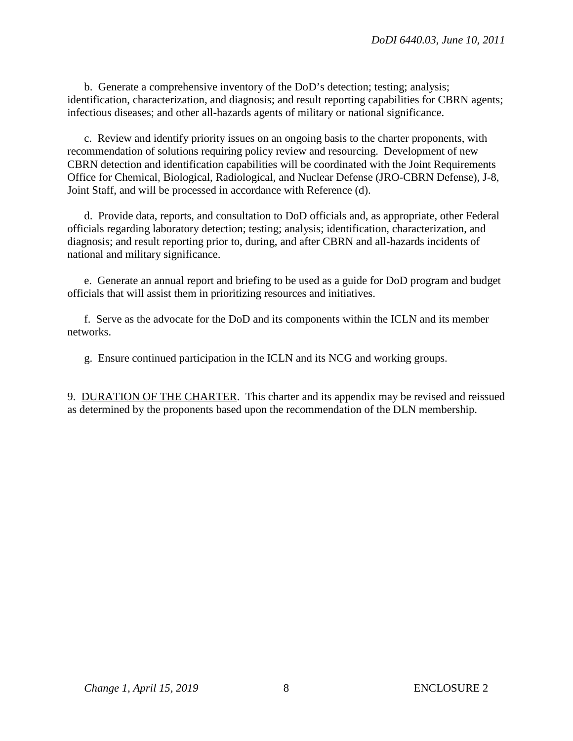b. Generate a comprehensive inventory of the DoD's detection; testing; analysis; identification, characterization, and diagnosis; and result reporting capabilities for CBRN agents; infectious diseases; and other all-hazards agents of military or national significance.

c. Review and identify priority issues on an ongoing basis to the charter proponents, with recommendation of solutions requiring policy review and resourcing. Development of new CBRN detection and identification capabilities will be coordinated with the Joint Requirements Office for Chemical, Biological, Radiological, and Nuclear Defense (JRO-CBRN Defense), J-8, Joint Staff, and will be processed in accordance with Reference (d).

d. Provide data, reports, and consultation to DoD officials and, as appropriate, other Federal officials regarding laboratory detection; testing; analysis; identification, characterization, and diagnosis; and result reporting prior to, during, and after CBRN and all-hazards incidents of national and military significance.

e. Generate an annual report and briefing to be used as a guide for DoD program and budget officials that will assist them in prioritizing resources and initiatives.

f. Serve as the advocate for the DoD and its components within the ICLN and its member networks.

g. Ensure continued participation in the ICLN and its NCG and working groups.

9. DURATION OF THE CHARTER. This charter and its appendix may be revised and reissued as determined by the proponents based upon the recommendation of the DLN membership.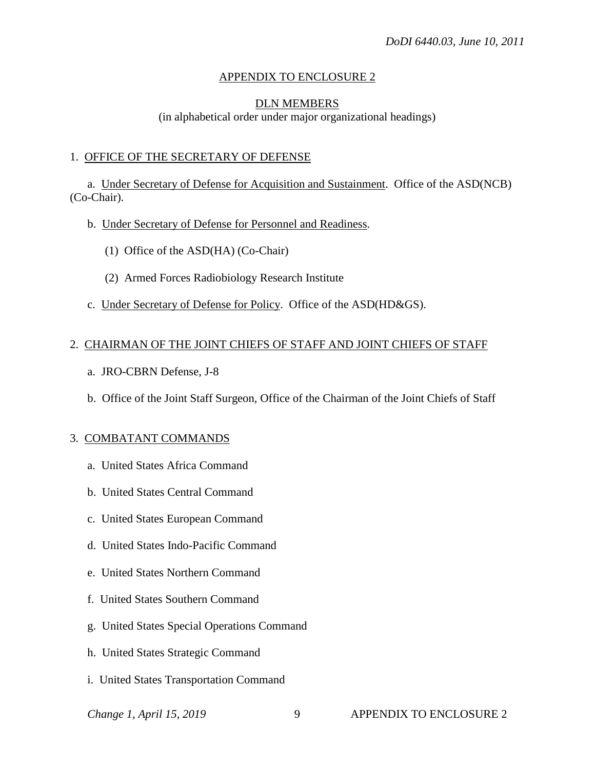## APPENDIX TO ENCLOSURE 2

### DLN MEMBERS

(in alphabetical order under major organizational headings)

1. OFFICE OF THE SECRETARY OF DEFENSE

   a. Under Secretary of Defense for Acquisition and Sustainment. Office of the ASD(NCB) (Co-Chair).

   b. Under Secretary of Defense for Personnel and Readiness.

      (1) Office of the ASD(HA) (Co-Chair)

      (2) Armed Forces Radiobiology Research Institute

   c. Under Secretary of Defense for Policy. Office of the ASD(HD&GS).

2. CHAIRMAN OF THE JOINT CHIEFS OF STAFF AND JOINT CHIEFS OF STAFF

   a. JRO-CBRN Defense, J-8

   b. Office of the Joint Staff Surgeon, Office of the Chairman of the Joint Chiefs of Staff

3. COMBATANT COMMANDS

   a. United States Africa Command

   b. United States Central Command

   c. United States European Command

   d. United States Indo-Pacific Command

   e. United States Northern Command

   f. United States Southern Command

   g. United States Special Operations Command

   h. United States Strategic Command

   i. United States Transportation Command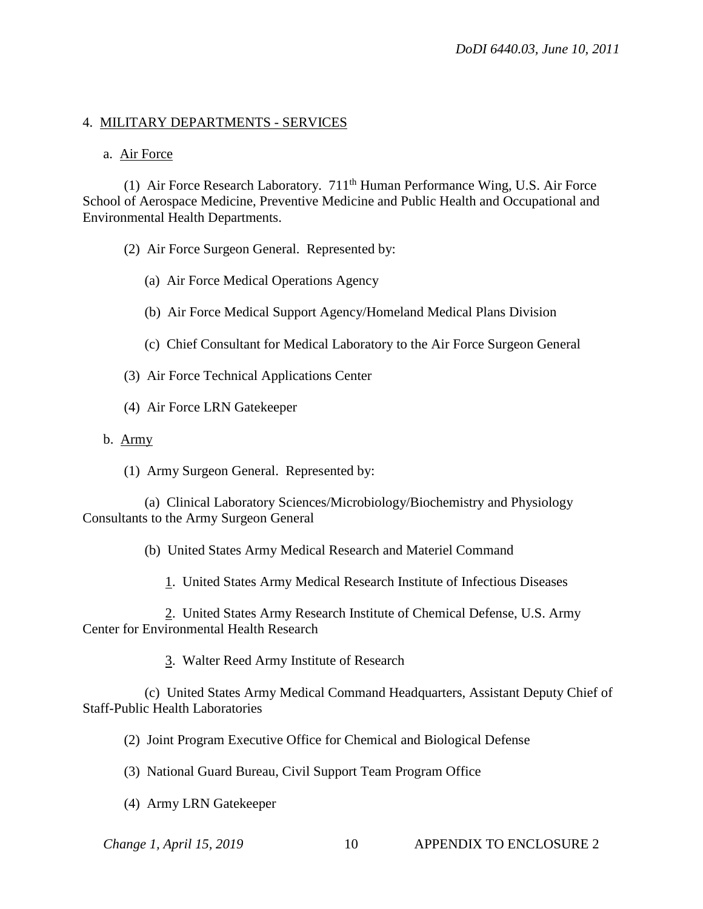4. MILITARY DEPARTMENTS - SERVICES

a. Air Force

(1) Air Force Research Laboratory. 711th Human Performance Wing, U.S. Air Force School of Aerospace Medicine, Preventive Medicine and Public Health and Occupational and Environmental Health Departments.

(2) Air Force Surgeon General. Represented by:

(a) Air Force Medical Operations Agency

(b) Air Force Medical Support Agency/Homeland Medical Plans Division

(c) Chief Consultant for Medical Laboratory to the Air Force Surgeon General

(3) Air Force Technical Applications Center

(4) Air Force LRN Gatekeeper

b. Army

(1) Army Surgeon General. Represented by:

(a) Clinical Laboratory Sciences/Microbiology/Biochemistry and Physiology Consultants to the Army Surgeon General

(b) United States Army Medical Research and Materiel Command

1. United States Army Medical Research Institute of Infectious Diseases

2. United States Army Research Institute of Chemical Defense, U.S. Army Center for Environmental Health Research

3. Walter Reed Army Institute of Research

(c) United States Army Medical Command Headquarters, Assistant Deputy Chief of Staff-Public Health Laboratories

(2) Joint Program Executive Office for Chemical and Biological Defense

(3) National Guard Bureau, Civil Support Team Program Office

(4) Army LRN Gatekeeper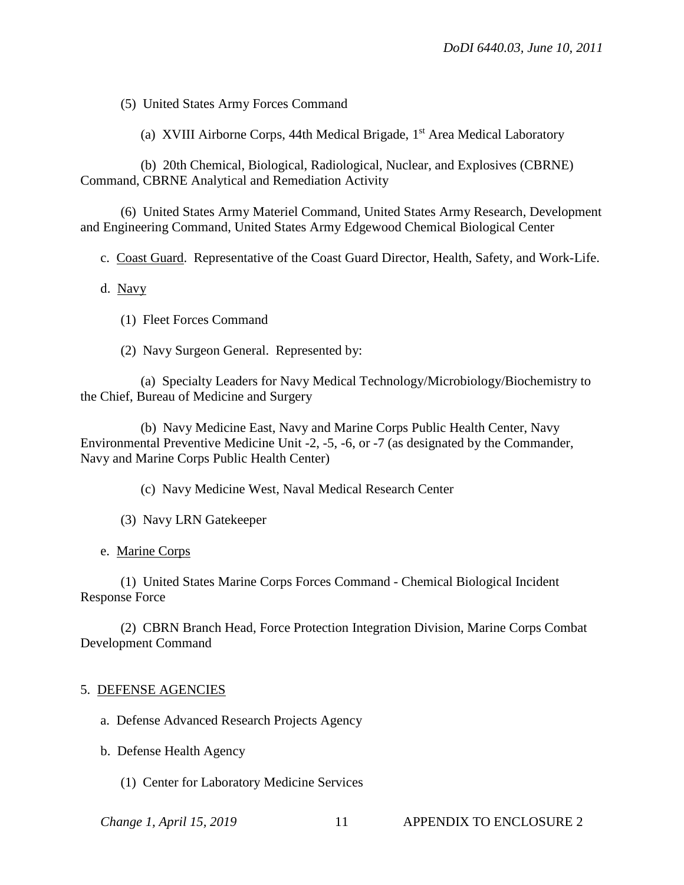(5) United States Army Forces Command

(a) XVIII Airborne Corps, 44th Medical Brigade, 1st Area Medical Laboratory

(b) 20th Chemical, Biological, Radiological, Nuclear, and Explosives (CBRNE) Command, CBRNE Analytical and Remediation Activity

(6) United States Army Materiel Command, United States Army Research, Development and Engineering Command, United States Army Edgewood Chemical Biological Center

c. Coast Guard. Representative of the Coast Guard Director, Health, Safety, and Work-Life.

d. Navy

(1) Fleet Forces Command

(2) Navy Surgeon General. Represented by:

(a) Specialty Leaders for Navy Medical Technology/Microbiology/Biochemistry to the Chief, Bureau of Medicine and Surgery

(b) Navy Medicine East, Navy and Marine Corps Public Health Center, Navy Environmental Preventive Medicine Unit -2, -5, -6, or -7 (as designated by the Commander, Navy and Marine Corps Public Health Center)

(c) Navy Medicine West, Naval Medical Research Center

(3) Navy LRN Gatekeeper

e. Marine Corps

(1) United States Marine Corps Forces Command - Chemical Biological Incident Response Force

(2) CBRN Branch Head, Force Protection Integration Division, Marine Corps Combat Development Command

5. DEFENSE AGENCIES

a. Defense Advanced Research Projects Agency

b. Defense Health Agency

(1) Center for Laboratory Medicine Services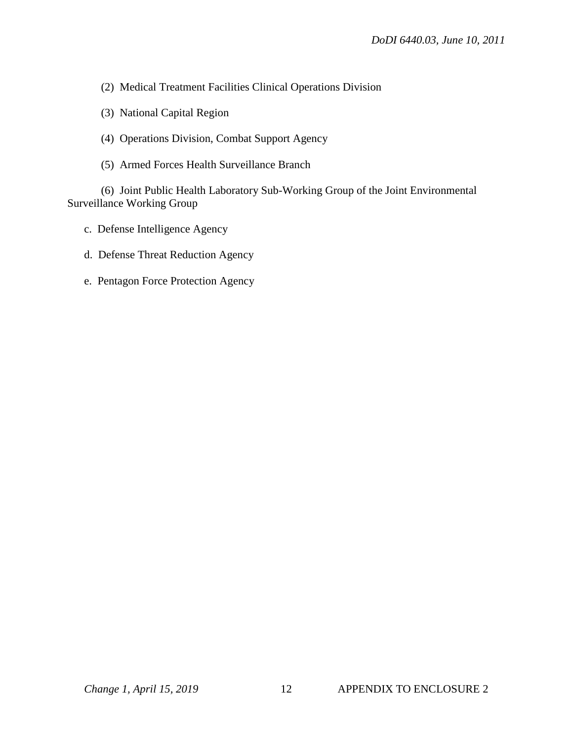(2) Medical Treatment Facilities Clinical Operations Division

(3) National Capital Region

(4) Operations Division, Combat Support Agency

(5) Armed Forces Health Surveillance Branch

(6) Joint Public Health Laboratory Sub-Working Group of the Joint Environmental Surveillance Working Group

c. Defense Intelligence Agency

d. Defense Threat Reduction Agency

e. Pentagon Force Protection Agency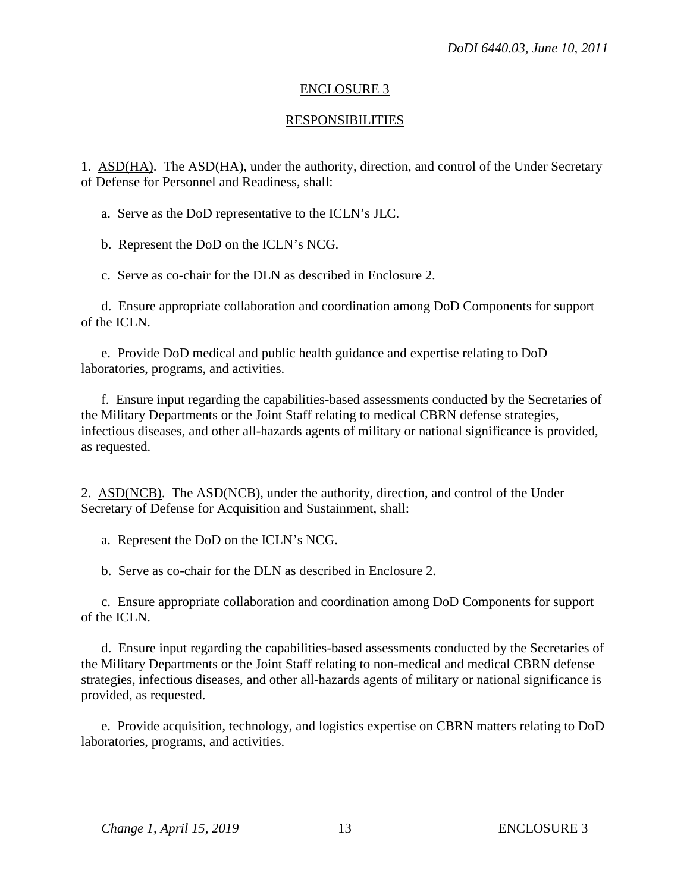## ENCLOSURE 3

## RESPONSIBILITIES

1. ASD(HA). The ASD(HA), under the authority, direction, and control of the Under Secretary of Defense for Personnel and Readiness, shall:

   a. Serve as the DoD representative to the ICLN's JLC.

   b. Represent the DoD on the ICLN's NCG.

   c. Serve as co-chair for the DLN as described in Enclosure 2.

   d. Ensure appropriate collaboration and coordination among DoD Components for support of the ICLN.

   e. Provide DoD medical and public health guidance and expertise relating to DoD laboratories, programs, and activities.

   f. Ensure input regarding the capabilities-based assessments conducted by the Secretaries of the Military Departments or the Joint Staff relating to medical CBRN defense strategies, infectious diseases, and other all-hazards agents of military or national significance is provided, as requested.

2. ASD(NCB). The ASD(NCB), under the authority, direction, and control of the Under Secretary of Defense for Acquisition and Sustainment, shall:

   a. Represent the DoD on the ICLN's NCG.

   b. Serve as co-chair for the DLN as described in Enclosure 2.

   c. Ensure appropriate collaboration and coordination among DoD Components for support of the ICLN.

   d. Ensure input regarding the capabilities-based assessments conducted by the Secretaries of the Military Departments or the Joint Staff relating to non-medical and medical CBRN defense strategies, infectious diseases, and other all-hazards agents of military or national significance is provided, as requested.

   e. Provide acquisition, technology, and logistics expertise on CBRN matters relating to DoD laboratories, programs, and activities.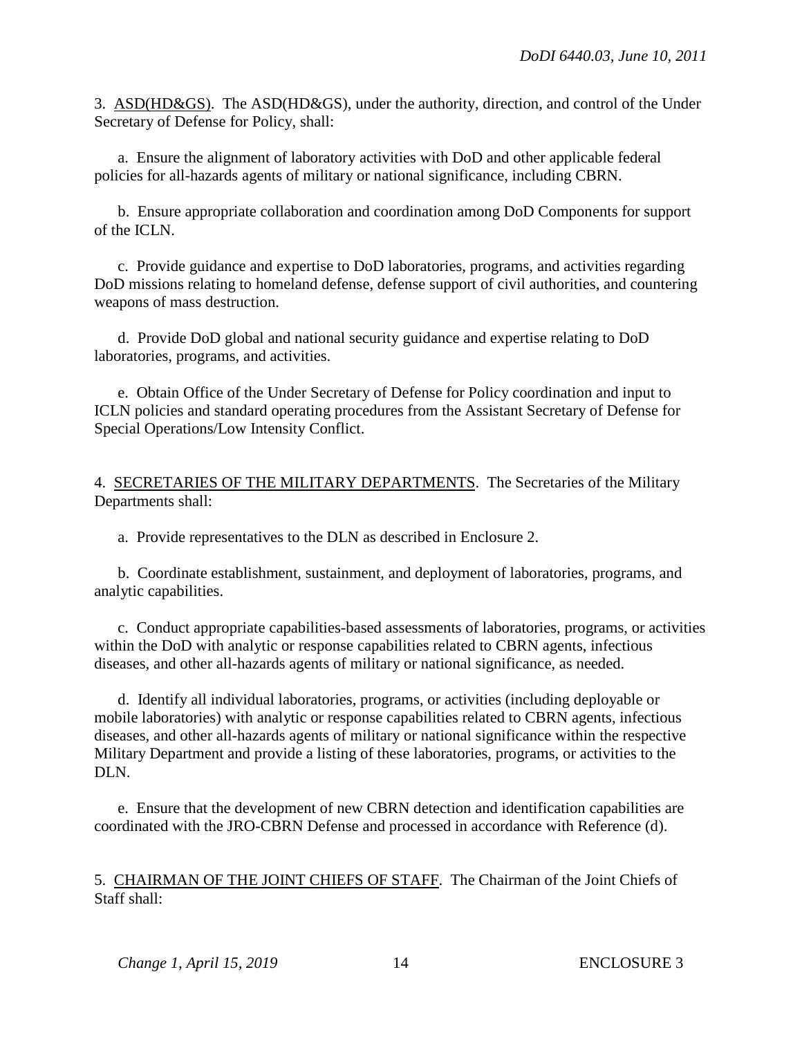3. ASD(HD&GS). The ASD(HD&GS), under the authority, direction, and control of the Under Secretary of Defense for Policy, shall:

a. Ensure the alignment of laboratory activities with DoD and other applicable federal policies for all-hazards agents of military or national significance, including CBRN.

b. Ensure appropriate collaboration and coordination among DoD Components for support of the ICLN.

c. Provide guidance and expertise to DoD laboratories, programs, and activities regarding DoD missions relating to homeland defense, defense support of civil authorities, and countering weapons of mass destruction.

d. Provide DoD global and national security guidance and expertise relating to DoD laboratories, programs, and activities.

e. Obtain Office of the Under Secretary of Defense for Policy coordination and input to ICLN policies and standard operating procedures from the Assistant Secretary of Defense for Special Operations/Low Intensity Conflict.

4. SECRETARIES OF THE MILITARY DEPARTMENTS. The Secretaries of the Military Departments shall:

a. Provide representatives to the DLN as described in Enclosure 2.

b. Coordinate establishment, sustainment, and deployment of laboratories, programs, and analytic capabilities.

c. Conduct appropriate capabilities-based assessments of laboratories, programs, or activities within the DoD with analytic or response capabilities related to CBRN agents, infectious diseases, and other all-hazards agents of military or national significance, as needed.

d. Identify all individual laboratories, programs, or activities (including deployable or mobile laboratories) with analytic or response capabilities related to CBRN agents, infectious diseases, and other all-hazards agents of military or national significance within the respective Military Department and provide a listing of these laboratories, programs, or activities to the DLN.

e. Ensure that the development of new CBRN detection and identification capabilities are coordinated with the JRO-CBRN Defense and processed in accordance with Reference (d).

5. CHAIRMAN OF THE JOINT CHIEFS OF STAFF. The Chairman of the Joint Chiefs of Staff shall: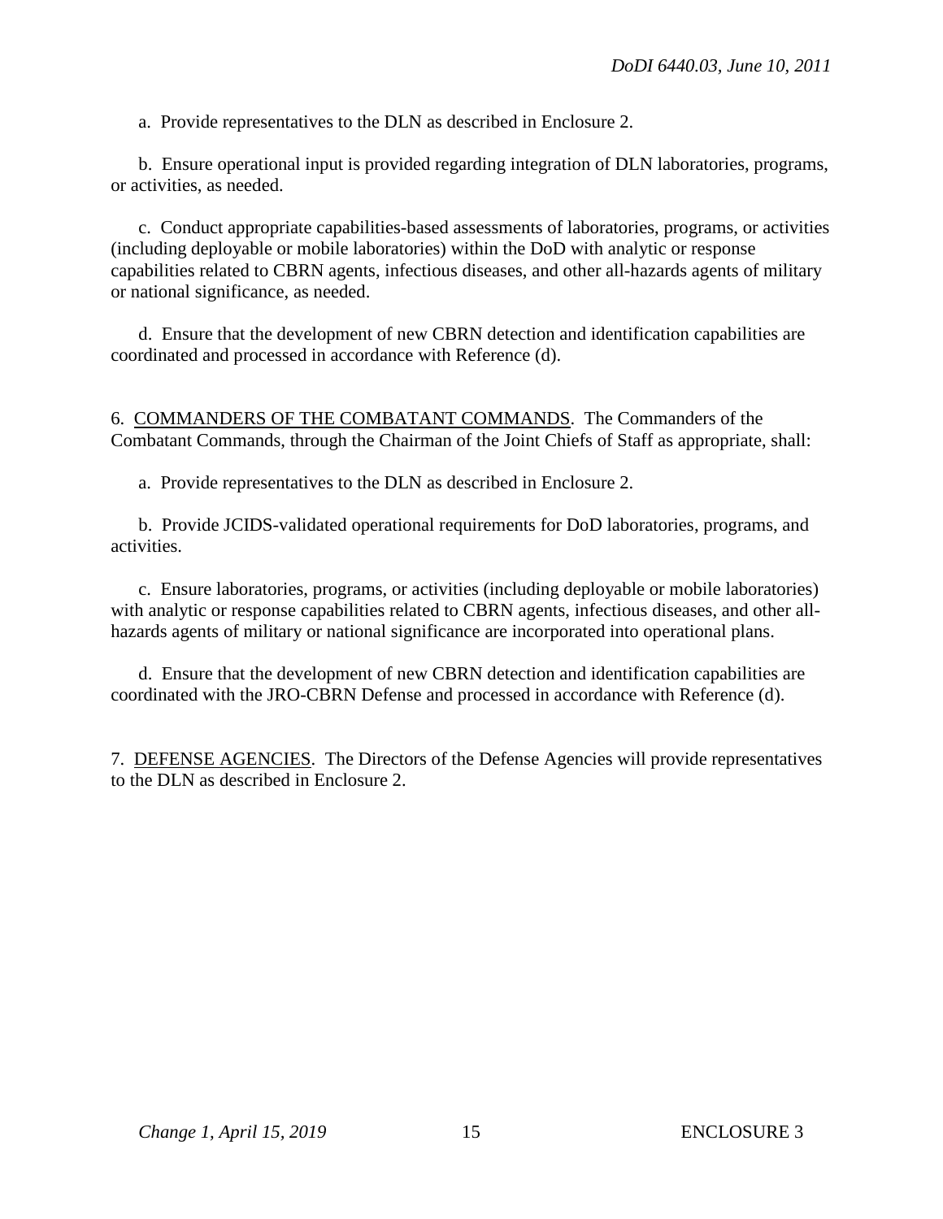a. Provide representatives to the DLN as described in Enclosure 2.

b. Ensure operational input is provided regarding integration of DLN laboratories, programs, or activities, as needed.

c. Conduct appropriate capabilities-based assessments of laboratories, programs, or activities (including deployable or mobile laboratories) within the DoD with analytic or response capabilities related to CBRN agents, infectious diseases, and other all-hazards agents of military or national significance, as needed.

d. Ensure that the development of new CBRN detection and identification capabilities are coordinated and processed in accordance with Reference (d).

6. COMMANDERS OF THE COMBATANT COMMANDS. The Commanders of the Combatant Commands, through the Chairman of the Joint Chiefs of Staff as appropriate, shall:

a. Provide representatives to the DLN as described in Enclosure 2.

b. Provide JCIDS-validated operational requirements for DoD laboratories, programs, and activities.

c. Ensure laboratories, programs, or activities (including deployable or mobile laboratories) with analytic or response capabilities related to CBRN agents, infectious diseases, and other all-hazards agents of military or national significance are incorporated into operational plans.

d. Ensure that the development of new CBRN detection and identification capabilities are coordinated with the JRO-CBRN Defense and processed in accordance with Reference (d).

7. DEFENSE AGENCIES. The Directors of the Defense Agencies will provide representatives to the DLN as described in Enclosure 2.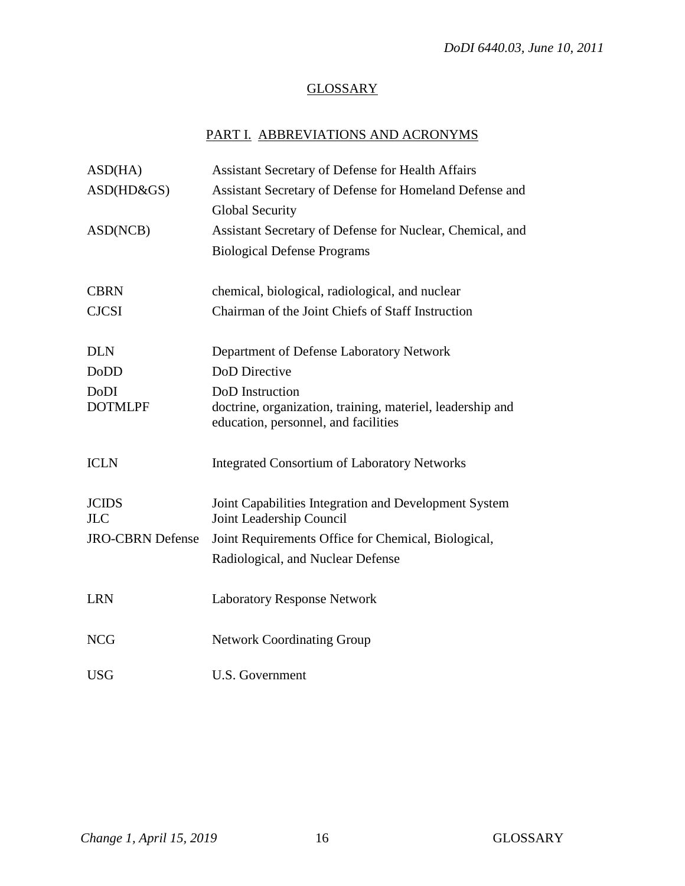# GLOSSARY

## PART I. ABBREVIATIONS AND ACRONYMS

| | |
|---|---|
| ASD(HA) | Assistant Secretary of Defense for Health Affairs |
| ASD(HD&GS) | Assistant Secretary of Defense for Homeland Defense and Global Security |
| ASD(NCB) | Assistant Secretary of Defense for Nuclear, Chemical, and Biological Defense Programs |
| CBRN | chemical, biological, radiological, and nuclear |
| CJCSI | Chairman of the Joint Chiefs of Staff Instruction |
| DLN | Department of Defense Laboratory Network |
| DoDD | DoD Directive |
| DoDI | DoD Instruction |
| DOTMLPF | doctrine, organization, training, materiel, leadership and education, personnel, and facilities |
| ICLN | Integrated Consortium of Laboratory Networks |
| JCIDS | Joint Capabilities Integration and Development System |
| JLC | Joint Leadership Council |
| JRO-CBRN Defense | Joint Requirements Office for Chemical, Biological, Radiological, and Nuclear Defense |
| LRN | Laboratory Response Network |
| NCG | Network Coordinating Group |
| USG | U.S. Government |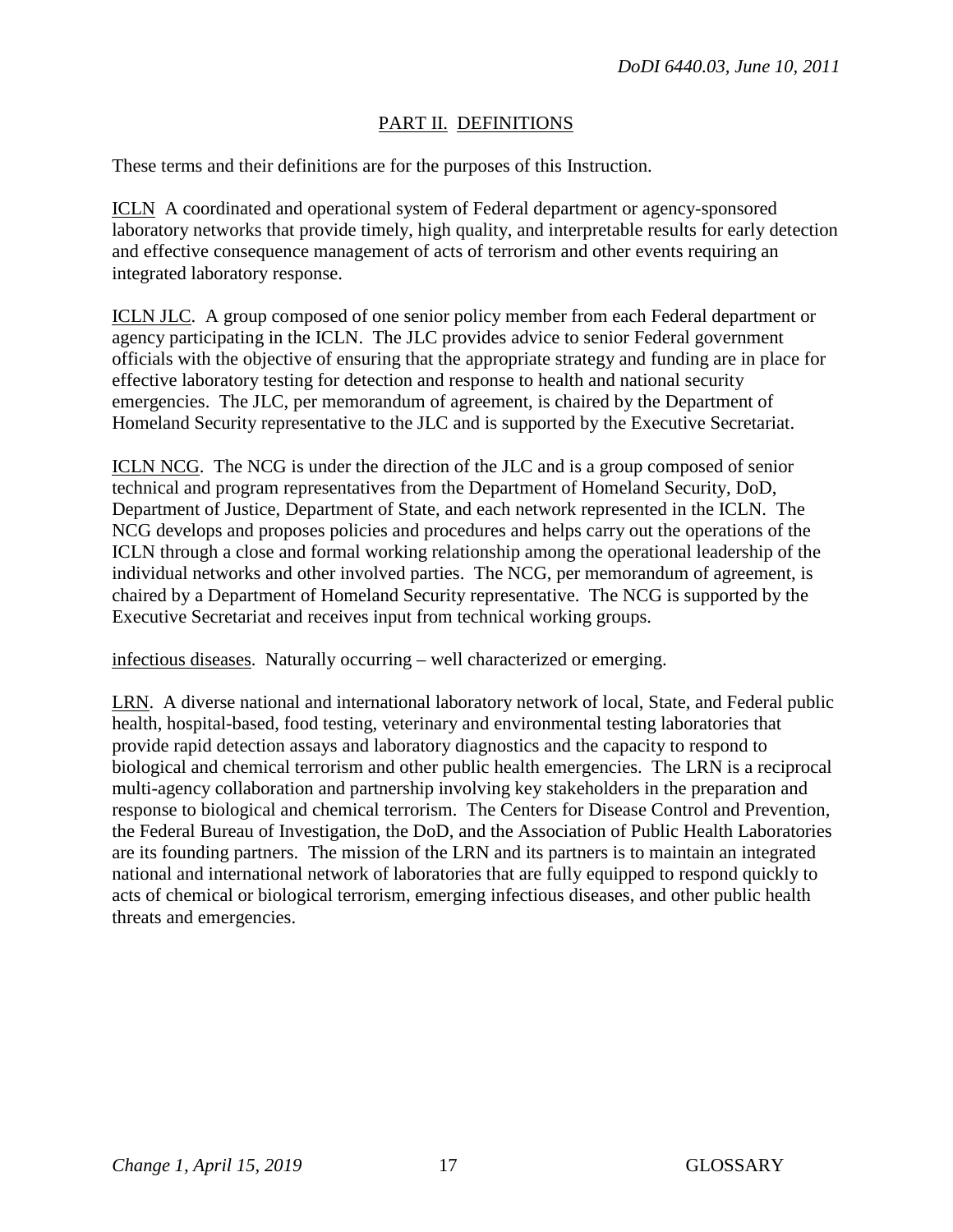## PART II. DEFINITIONS

These terms and their definitions are for the purposes of this Instruction.

ICLN A coordinated and operational system of Federal department or agency-sponsored laboratory networks that provide timely, high quality, and interpretable results for early detection and effective consequence management of acts of terrorism and other events requiring an integrated laboratory response.

ICLN JLC. A group composed of one senior policy member from each Federal department or agency participating in the ICLN. The JLC provides advice to senior Federal government officials with the objective of ensuring that the appropriate strategy and funding are in place for effective laboratory testing for detection and response to health and national security emergencies. The JLC, per memorandum of agreement, is chaired by the Department of Homeland Security representative to the JLC and is supported by the Executive Secretariat.

ICLN NCG. The NCG is under the direction of the JLC and is a group composed of senior technical and program representatives from the Department of Homeland Security, DoD, Department of Justice, Department of State, and each network represented in the ICLN. The NCG develops and proposes policies and procedures and helps carry out the operations of the ICLN through a close and formal working relationship among the operational leadership of the individual networks and other involved parties. The NCG, per memorandum of agreement, is chaired by a Department of Homeland Security representative. The NCG is supported by the Executive Secretariat and receives input from technical working groups.

infectious diseases. Naturally occurring – well characterized or emerging.

LRN. A diverse national and international laboratory network of local, State, and Federal public health, hospital-based, food testing, veterinary and environmental testing laboratories that provide rapid detection assays and laboratory diagnostics and the capacity to respond to biological and chemical terrorism and other public health emergencies. The LRN is a reciprocal multi-agency collaboration and partnership involving key stakeholders in the preparation and response to biological and chemical terrorism. The Centers for Disease Control and Prevention, the Federal Bureau of Investigation, the DoD, and the Association of Public Health Laboratories are its founding partners. The mission of the LRN and its partners is to maintain an integrated national and international network of laboratories that are fully equipped to respond quickly to acts of chemical or biological terrorism, emerging infectious diseases, and other public health threats and emergencies.